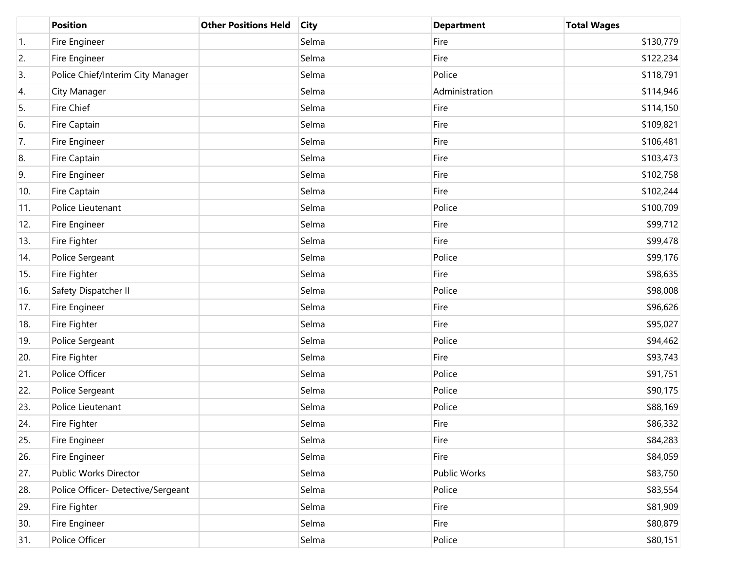| | Position | Other Positions Held | City | Department | Total Wages |
|---|---|---|---|---|---|
| 1. | Fire Engineer | | Selma | Fire | $130,779 |
| 2. | Fire Engineer | | Selma | Fire | $122,234 |
| 3. | Police Chief/Interim City Manager | | Selma | Police | $118,791 |
| 4. | City Manager | | Selma | Administration | $114,946 |
| 5. | Fire Chief | | Selma | Fire | $114,150 |
| 6. | Fire Captain | | Selma | Fire | $109,821 |
| 7. | Fire Engineer | | Selma | Fire | $106,481 |
| 8. | Fire Captain | | Selma | Fire | $103,473 |
| 9. | Fire Engineer | | Selma | Fire | $102,758 |
| 10. | Fire Captain | | Selma | Fire | $102,244 |
| 11. | Police Lieutenant | | Selma | Police | $100,709 |
| 12. | Fire Engineer | | Selma | Fire | $99,712 |
| 13. | Fire Fighter | | Selma | Fire | $99,478 |
| 14. | Police Sergeant | | Selma | Police | $99,176 |
| 15. | Fire Fighter | | Selma | Fire | $98,635 |
| 16. | Safety Dispatcher II | | Selma | Police | $98,008 |
| 17. | Fire Engineer | | Selma | Fire | $96,626 |
| 18. | Fire Fighter | | Selma | Fire | $95,027 |
| 19. | Police Sergeant | | Selma | Police | $94,462 |
| 20. | Fire Fighter | | Selma | Fire | $93,743 |
| 21. | Police Officer | | Selma | Police | $91,751 |
| 22. | Police Sergeant | | Selma | Police | $90,175 |
| 23. | Police Lieutenant | | Selma | Police | $88,169 |
| 24. | Fire Fighter | | Selma | Fire | $86,332 |
| 25. | Fire Engineer | | Selma | Fire | $84,283 |
| 26. | Fire Engineer | | Selma | Fire | $84,059 |
| 27. | Public Works Director | | Selma | Public Works | $83,750 |
| 28. | Police Officer- Detective/Sergeant | | Selma | Police | $83,554 |
| 29. | Fire Fighter | | Selma | Fire | $81,909 |
| 30. | Fire Engineer | | Selma | Fire | $80,879 |
| 31. | Police Officer | | Selma | Police | $80,151 |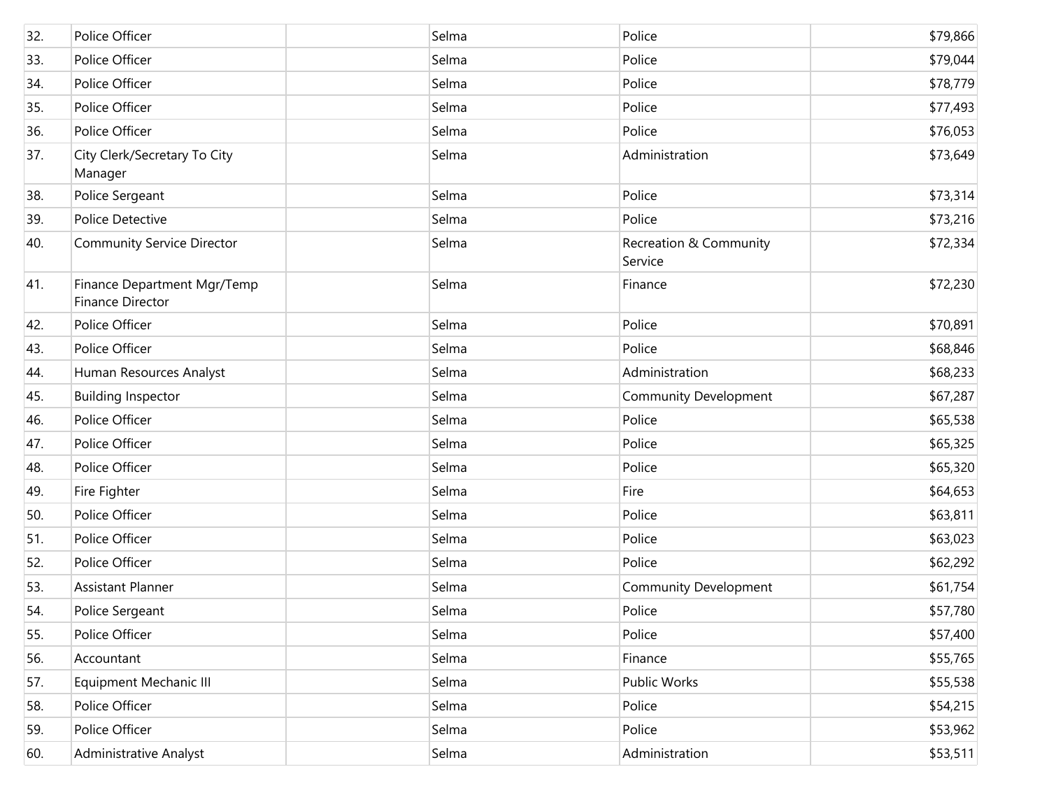| | | | | | |
|---|---|---|---|---|---|
| 32. | Police Officer | | Selma | Police | $79,866 |
| 33. | Police Officer | | Selma | Police | $79,044 |
| 34. | Police Officer | | Selma | Police | $78,779 |
| 35. | Police Officer | | Selma | Police | $77,493 |
| 36. | Police Officer | | Selma | Police | $76,053 |
| 37. | City Clerk/Secretary To City Manager | | Selma | Administration | $73,649 |
| 38. | Police Sergeant | | Selma | Police | $73,314 |
| 39. | Police Detective | | Selma | Police | $73,216 |
| 40. | Community Service Director | | Selma | Recreation & Community Service | $72,334 |
| 41. | Finance Department Mgr/Temp Finance Director | | Selma | Finance | $72,230 |
| 42. | Police Officer | | Selma | Police | $70,891 |
| 43. | Police Officer | | Selma | Police | $68,846 |
| 44. | Human Resources Analyst | | Selma | Administration | $68,233 |
| 45. | Building Inspector | | Selma | Community Development | $67,287 |
| 46. | Police Officer | | Selma | Police | $65,538 |
| 47. | Police Officer | | Selma | Police | $65,325 |
| 48. | Police Officer | | Selma | Police | $65,320 |
| 49. | Fire Fighter | | Selma | Fire | $64,653 |
| 50. | Police Officer | | Selma | Police | $63,811 |
| 51. | Police Officer | | Selma | Police | $63,023 |
| 52. | Police Officer | | Selma | Police | $62,292 |
| 53. | Assistant Planner | | Selma | Community Development | $61,754 |
| 54. | Police Sergeant | | Selma | Police | $57,780 |
| 55. | Police Officer | | Selma | Police | $57,400 |
| 56. | Accountant | | Selma | Finance | $55,765 |
| 57. | Equipment Mechanic III | | Selma | Public Works | $55,538 |
| 58. | Police Officer | | Selma | Police | $54,215 |
| 59. | Police Officer | | Selma | Police | $53,962 |
| 60. | Administrative Analyst | | Selma | Administration | $53,511 |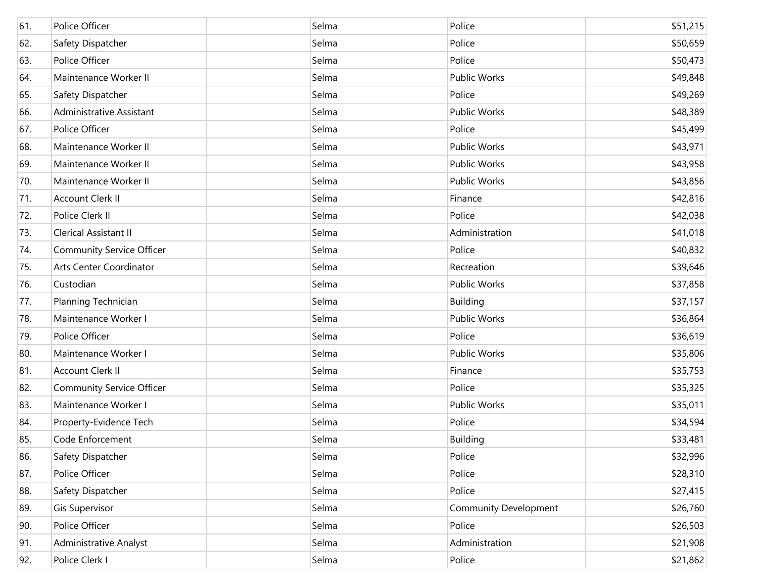| | | | | | |
|---|---|---|---|---|---|
| 61. | Police Officer | | Selma | Police | $51,215 |
| 62. | Safety Dispatcher | | Selma | Police | $50,659 |
| 63. | Police Officer | | Selma | Police | $50,473 |
| 64. | Maintenance Worker II | | Selma | Public Works | $49,848 |
| 65. | Safety Dispatcher | | Selma | Police | $49,269 |
| 66. | Administrative Assistant | | Selma | Public Works | $48,389 |
| 67. | Police Officer | | Selma | Police | $45,499 |
| 68. | Maintenance Worker II | | Selma | Public Works | $43,971 |
| 69. | Maintenance Worker II | | Selma | Public Works | $43,958 |
| 70. | Maintenance Worker II | | Selma | Public Works | $43,856 |
| 71. | Account Clerk II | | Selma | Finance | $42,816 |
| 72. | Police Clerk II | | Selma | Police | $42,038 |
| 73. | Clerical Assistant II | | Selma | Administration | $41,018 |
| 74. | Community Service Officer | | Selma | Police | $40,832 |
| 75. | Arts Center Coordinator | | Selma | Recreation | $39,646 |
| 76. | Custodian | | Selma | Public Works | $37,858 |
| 77. | Planning Technician | | Selma | Building | $37,157 |
| 78. | Maintenance Worker I | | Selma | Public Works | $36,864 |
| 79. | Police Officer | | Selma | Police | $36,619 |
| 80. | Maintenance Worker I | | Selma | Public Works | $35,806 |
| 81. | Account Clerk II | | Selma | Finance | $35,753 |
| 82. | Community Service Officer | | Selma | Police | $35,325 |
| 83. | Maintenance Worker I | | Selma | Public Works | $35,011 |
| 84. | Property-Evidence Tech | | Selma | Police | $34,594 |
| 85. | Code Enforcement | | Selma | Building | $33,481 |
| 86. | Safety Dispatcher | | Selma | Police | $32,996 |
| 87. | Police Officer | | Selma | Police | $28,310 |
| 88. | Safety Dispatcher | | Selma | Police | $27,415 |
| 89. | Gis Supervisor | | Selma | Community Development | $26,760 |
| 90. | Police Officer | | Selma | Police | $26,503 |
| 91. | Administrative Analyst | | Selma | Administration | $21,908 |
| 92. | Police Clerk I | | Selma | Police | $21,862 |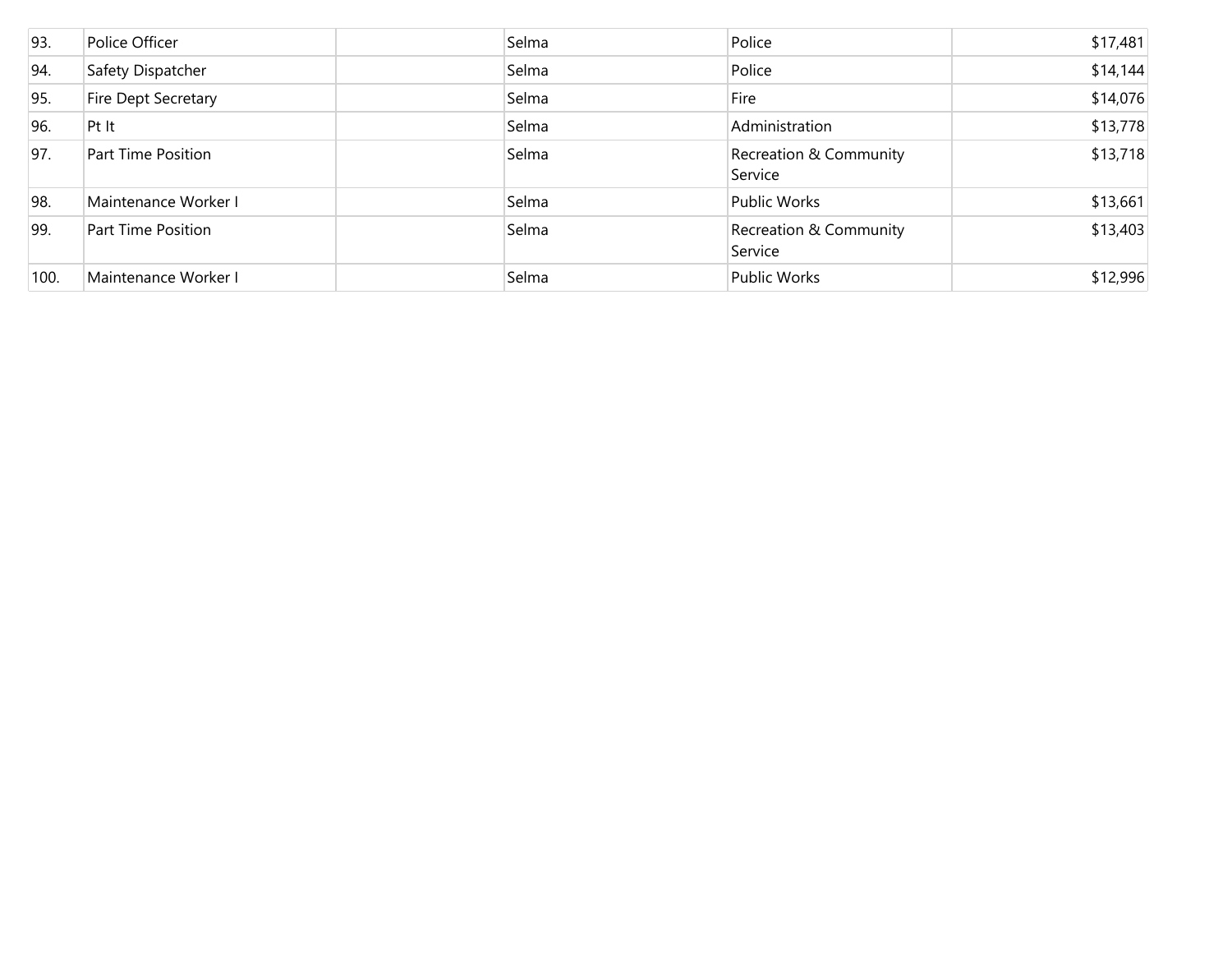| | | | | | |
|---|---|---|---|---|---|
| 93. | Police Officer | | Selma | Police | $17,481 |
| 94. | Safety Dispatcher | | Selma | Police | $14,144 |
| 95. | Fire Dept Secretary | | Selma | Fire | $14,076 |
| 96. | Pt It | | Selma | Administration | $13,778 |
| 97. | Part Time Position | | Selma | Recreation & Community Service | $13,718 |
| 98. | Maintenance Worker I | | Selma | Public Works | $13,661 |
| 99. | Part Time Position | | Selma | Recreation & Community Service | $13,403 |
| 100. | Maintenance Worker I | | Selma | Public Works | $12,996 |